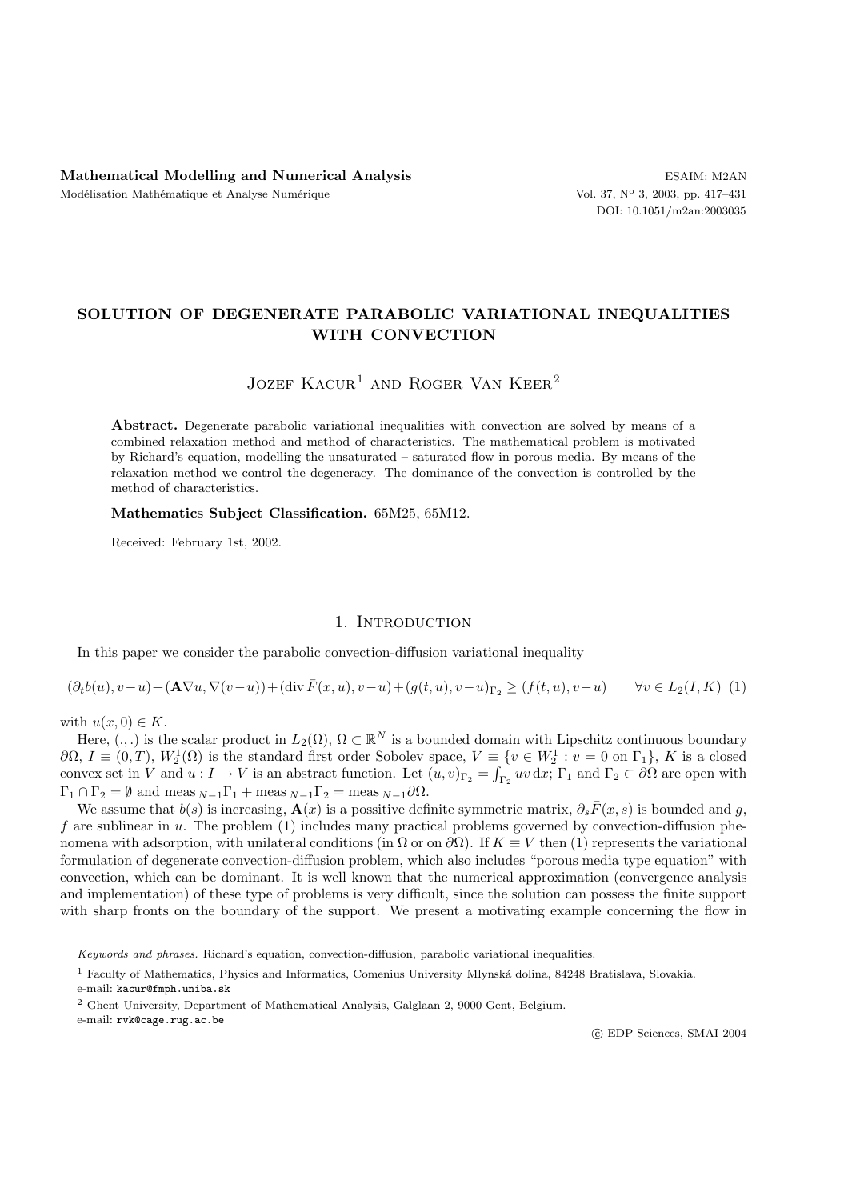# SOLUTION OF DEGENERATE PARABOLIC VARIATIONAL INEQUALITIES WITH CONVECTION

Jozef Kacur[1] and Roger Van Keer[2]

**Abstract.** Degenerate parabolic variational inequalities with convection are solved by means of a combined relaxation method and method of characteristics. The mathematical problem is motivated by Richard's equation, modelling the unsaturated – saturated flow in porous media. By means of the relaxation method we control the degeneracy. The dominance of the convection is controlled by the method of characteristics.

**Mathematics Subject Classification.** 65M25, 65M12.

Received: February 1st, 2002.

## 1. Introduction

In this paper we consider the parabolic convection-diffusion variational inequality

$$(\partial_t b(u), v-u)+(\mathbf{A}\nabla u, \nabla(v-u))+(\operatorname{div} \bar{F}(x,u), v-u)+(g(t,u), v-u)_{\Gamma_2} \geq (f(t,u), v-u) \qquad \forall v \in L_2(I,K) \quad (1)$$

with $u(x,0) \in K$.

Here, $(.,.)$ is the scalar product in $L_2(\Omega)$, $\Omega \subset \mathbb{R}^N$ is a bounded domain with Lipschitz continuous boundary $\partial\Omega$, $I \equiv (0,T)$, $W_2^1(\Omega)$ is the standard first order Sobolev space, $V \equiv \{v \in W_2^1 : v = 0 \text{ on } \Gamma_1\}$, $K$ is a closed convex set in $V$ and $u : I \to V$ is an abstract function. Let $(u,v)_{\Gamma_2} = \int_{\Gamma_2} uv \,\mathrm{d}x$; $\Gamma_1$ and $\Gamma_2 \subset \partial\Omega$ are open with $\Gamma_1 \cap \Gamma_2 = \emptyset$ and $\operatorname{meas}_{N-1}\Gamma_1 + \operatorname{meas}_{N-1}\Gamma_2 = \operatorname{meas}_{N-1}\partial\Omega$.

We assume that $b(s)$ is increasing, $\mathbf{A}(x)$ is a possitive definite symmetric matrix, $\partial_s \bar{F}(x,s)$ is bounded and $g$, $f$ are sublinear in $u$. The problem (1) includes many practical problems governed by convection-diffusion phenomena with adsorption, with unilateral conditions (in $\Omega$ or on $\partial\Omega$). If $K \equiv V$ then (1) represents the variational formulation of degenerate convection-diffusion problem, which also includes "porous media type equation" with convection, which can be dominant. It is well known that the numerical approximation (convergence analysis and implementation) of these type of problems is very difficult, since the solution can possess the finite support with sharp fronts on the boundary of the support. We present a motivating example concerning the flow in

*Keywords and phrases.* Richard's equation, convection-diffusion, parabolic variational inequalities.

[1] Faculty of Mathematics, Physics and Informatics, Comenius University Mlynská dolina, 84248 Bratislava, Slovakia. e-mail: kacur@fmph.uniba.sk

[2] Ghent University, Department of Mathematical Analysis, Galglaan 2, 9000 Gent, Belgium. e-mail: rvk@cage.rug.ac.be

© EDP Sciences, SMAI 2004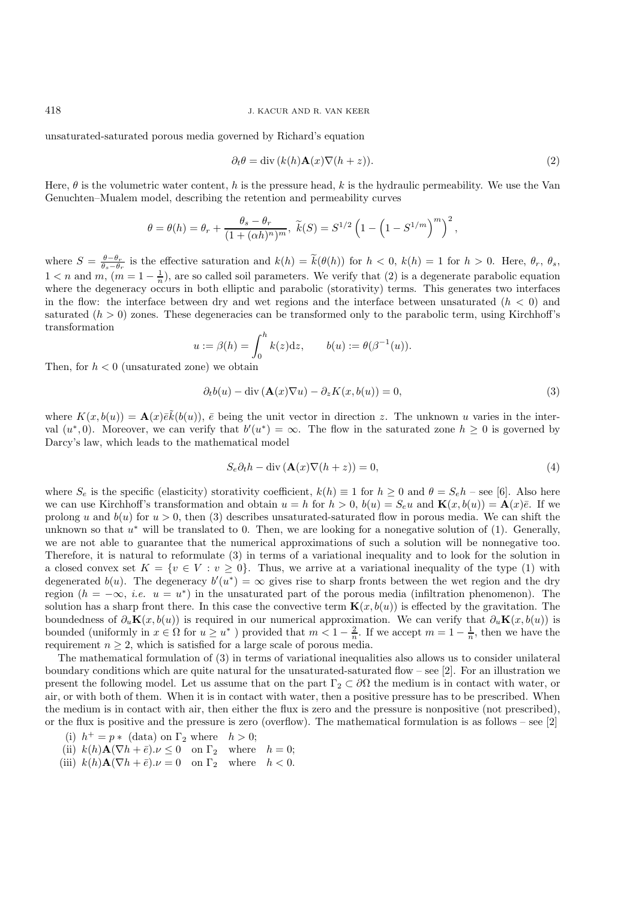unsaturated-saturated porous media governed by Richard's equation

$$\partial_t \theta = \operatorname{div}\left(k(h)\mathbf{A}(x)\nabla(h+z)\right). \tag{2}$$

Here, $\theta$ is the volumetric water content, $h$ is the pressure head, $k$ is the hydraulic permeability. We use the Van Genuchten–Mualem model, describing the retention and permeability curves

$$\theta = \theta(h) = \theta_r + \frac{\theta_s - \theta_r}{(1+(\alpha h)^n)^m},\ \widetilde{k}(S) = S^{1/2}\left(1 - \left(1 - S^{1/m}\right)^m\right)^2,$$

where $S = \frac{\theta - \theta_r}{\theta_s - \theta_r}$ is the effective saturation and $k(h) = \widetilde{k}(\theta(h))$ for $h < 0$, $k(h) = 1$ for $h > 0$. Here, $\theta_r$, $\theta_s$, $1 < n$ and $m$, ($m = 1 - \frac{1}{n}$), are so called soil parameters. We verify that (2) is a degenerate parabolic equation where the degeneracy occurs in both elliptic and parabolic (storativity) terms. This generates two interfaces in the flow: the interface between dry and wet regions and the interface between unsaturated ($h < 0$) and saturated ($h > 0$) zones. These degeneracies can be transformed only to the parabolic term, using Kirchhoff's transformation

$$u := \beta(h) = \int_0^h k(z)\mathrm{d}z, \qquad b(u) := \theta(\beta^{-1}(u)).$$

Then, for $h < 0$ (unsaturated zone) we obtain

$$\partial_t b(u) - \operatorname{div}\left(\mathbf{A}(x)\nabla u\right) - \partial_z K(x, b(u)) = 0, \tag{3}$$

where $K(x, b(u)) = \mathbf{A}(x)\bar{e}\tilde{k}(b(u))$, $\bar{e}$ being the unit vector in direction $z$. The unknown $u$ varies in the interval $(u^*, 0)$. Moreover, we can verify that $b'(u^*) = \infty$. The flow in the saturated zone $h \geq 0$ is governed by Darcy's law, which leads to the mathematical model

$$S_e \partial_t h - \operatorname{div}\left(\mathbf{A}(x)\nabla(h+z)\right) = 0, \tag{4}$$

where $S_e$ is the specific (elasticity) storativity coefficient, $k(h) \equiv 1$ for $h \geq 0$ and $\theta = S_e h$ – see [6]. Also here we can use Kirchhoff's transformation and obtain $u = h$ for $h > 0$, $b(u) = S_e u$ and $\mathbf{K}(x, b(u)) = \mathbf{A}(x)\bar{e}$. If we prolong $u$ and $b(u)$ for $u > 0$, then (3) describes unsaturated-saturated flow in porous media. We can shift the unknown so that $u^*$ will be translated to 0. Then, we are looking for a nonegative solution of (1). Generally, we are not able to guarantee that the numerical approximations of such a solution will be nonnegative too. Therefore, it is natural to reformulate (3) in terms of a variational inequality and to look for the solution in a closed convex set $K = \{v \in V : v \geq 0\}$. Thus, we arrive at a variational inequality of the type (1) with degenerated $b(u)$. The degeneracy $b'(u^*) = \infty$ gives rise to sharp fronts between the wet region and the dry region ($h = -\infty$, *i.e.* $u = u^*$) in the unsaturated part of the porous media (infiltration phenomenon). The solution has a sharp front there. In this case the convective term $\mathbf{K}(x, b(u))$ is effected by the gravitation. The boundedness of $\partial_u \mathbf{K}(x, b(u))$ is required in our numerical approximation. We can verify that $\partial_u \mathbf{K}(x, b(u))$ is bounded (uniformly in $x \in \Omega$ for $u \geq u^*$ ) provided that $m < 1 - \frac{2}{n}$. If we accept $m = 1 - \frac{1}{n}$, then we have the requirement $n \geq 2$, which is satisfied for a large scale of porous media.

The mathematical formulation of (3) in terms of variational inequalities also allows us to consider unilateral boundary conditions which are quite natural for the unsaturated-saturated flow – see [2]. For an illustration we present the following model. Let us assume that on the part $\Gamma_2 \subset \partial\Omega$ the medium is in contact with water, or air, or with both of them. When it is in contact with water, then a positive pressure has to be prescribed. When the medium is in contact with air, then either the flux is zero and the pressure is nonpositive (not prescribed), or the flux is positive and the pressure is zero (overflow). The mathematical formulation is as follows – see [2]

(i) $h^+ = p*$ (data) on $\Gamma_2$ where $h > 0$;

(ii) $k(h)\mathbf{A}(\nabla h + \bar{e}).\nu \leq 0$ on $\Gamma_2$ where $h = 0$;

(iii) $k(h)\mathbf{A}(\nabla h + \bar{e}).\nu = 0$ on $\Gamma_2$ where $h < 0$.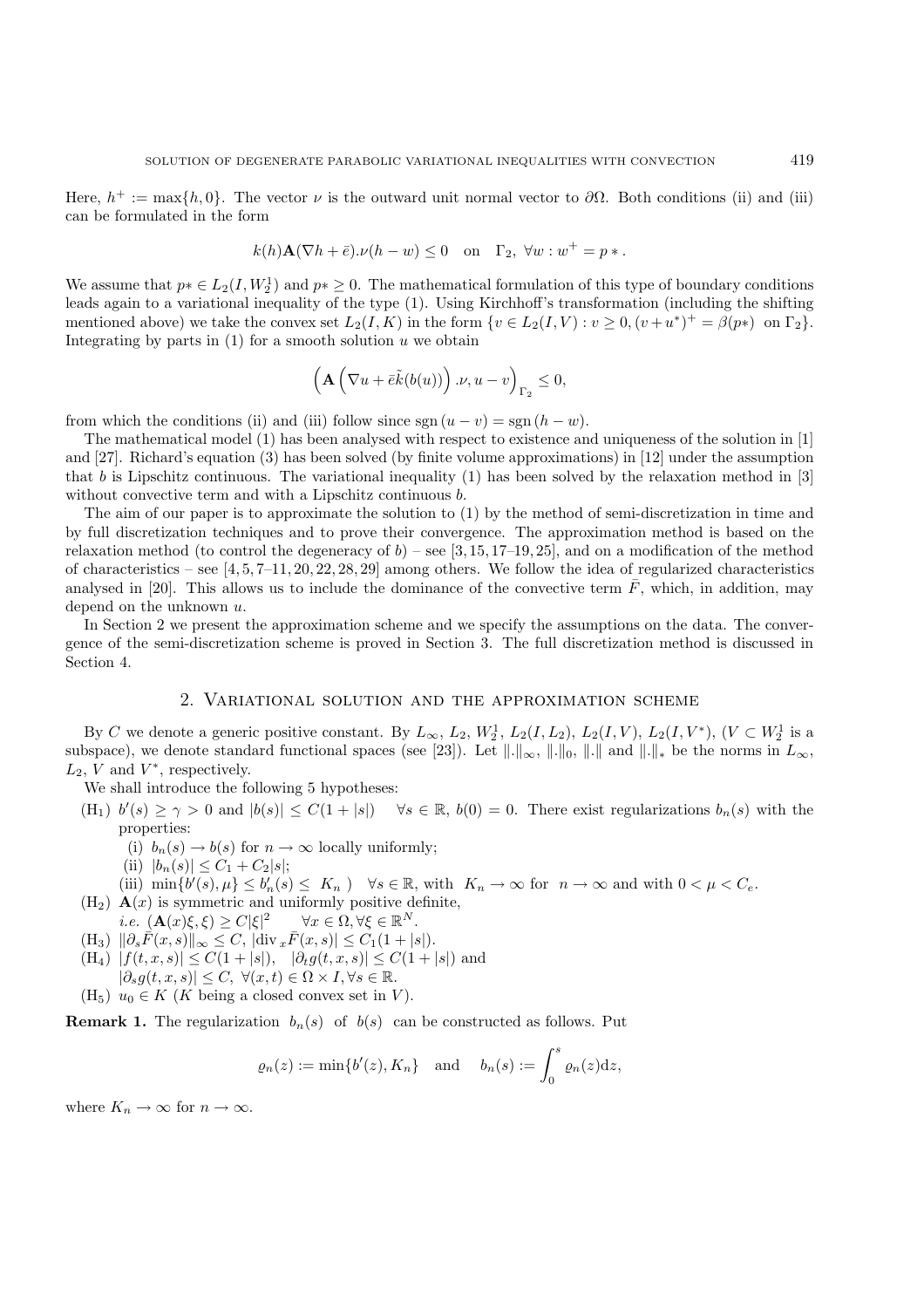Here, $h^+ := \max\{h, 0\}$. The vector $\nu$ is the outward unit normal vector to $\partial\Omega$. Both conditions (ii) and (iii) can be formulated in the form

$$k(h)\mathbf{A}(\nabla h + \bar{e}).\nu(h - w) \leq 0 \quad \text{on} \quad \Gamma_2, \ \forall w : w^+ = p* \,.$$

We assume that $p* \in L_2(I, W_2^1)$ and $p* \geq 0$. The mathematical formulation of this type of boundary conditions leads again to a variational inequality of the type (1). Using Kirchhoff's transformation (including the shifting mentioned above) we take the convex set $L_2(I, K)$ in the form $\{v \in L_2(I, V) : v \geq 0, (v + u^*)^+ = \beta(p*) \ \text{on} \ \Gamma_2\}$. Integrating by parts in (1) for a smooth solution $u$ we obtain

$$\left(\mathbf{A}\left(\nabla u + \bar{e}\tilde{k}(b(u))\right).\nu, u - v\right)_{\Gamma_2} \leq 0,$$

from which the conditions (ii) and (iii) follow since $\operatorname{sgn}(u - v) = \operatorname{sgn}(h - w)$.

The mathematical model (1) has been analysed with respect to existence and uniqueness of the solution in [1] and [27]. Richard's equation (3) has been solved (by finite volume approximations) in [12] under the assumption that $b$ is Lipschitz continuous. The variational inequality (1) has been solved by the relaxation method in [3] without convective term and with a Lipschitz continuous $b$.

The aim of our paper is to approximate the solution to (1) by the method of semi-discretization in time and by full discretization techniques and to prove their convergence. The approximation method is based on the relaxation method (to control the degeneracy of $b$) – see [3, 15, 17–19, 25], and on a modification of the method of characteristics – see [4, 5, 7–11, 20, 22, 28, 29] among others. We follow the idea of regularized characteristics analysed in [20]. This allows us to include the dominance of the convective term $\bar{F}$, which, in addition, may depend on the unknown $u$.

In Section 2 we present the approximation scheme and we specify the assumptions on the data. The convergence of the semi-discretization scheme is proved in Section 3. The full discretization method is discussed in Section 4.

## 2. Variational solution and the approximation scheme

By $C$ we denote a generic positive constant. By $L_\infty$, $L_2$, $W_2^1$, $L_2(I, L_2)$, $L_2(I, V)$, $L_2(I, V^*)$, ($V \subset W_2^1$ is a subspace), we denote standard functional spaces (see [23]). Let $\|.\|_\infty$, $\|.\|_0$, $\|.\|$ and $\|.\|_*$ be the norms in $L_\infty$, $L_2$, $V$ and $V^*$, respectively.

We shall introduce the following 5 hypotheses:

($H_1$) $b'(s) \geq \gamma > 0$ and $|b(s)| \leq C(1 + |s|) \quad \forall s \in \mathbb{R}$, $b(0) = 0$. There exist regularizations $b_n(s)$ with the properties:
 (i) $b_n(s) \to b(s)$ for $n \to \infty$ locally uniformly;
 (ii) $|b_n(s)| \leq C_1 + C_2|s|$;
 (iii) $\min\{b'(s), \mu\} \leq b_n'(s) \leq \ K_n \ ) \quad \forall s \in \mathbb{R}$, with $K_n \to \infty$ for $n \to \infty$ and with $0 < \mu < C_e$.

($H_2$) $\mathbf{A}(x)$ is symmetric and uniformly positive definite,
 *i.e.* $(\mathbf{A}(x)\xi, \xi) \geq C|\xi|^2 \qquad \forall x \in \Omega, \forall \xi \in \mathbb{R}^N$.

($H_3$) $\|\partial_s \bar{F}(x, s)\|_\infty \leq C$, $|\operatorname{div}_x \bar{F}(x, s)| \leq C_1(1 + |s|)$.

($H_4$) $|f(t, x, s)| \leq C(1 + |s|)$, $\quad |\partial_t g(t, x, s)| \leq C(1 + |s|)$ and
 $|\partial_s g(t, x, s)| \leq C$, $\forall (x, t) \in \Omega \times I, \forall s \in \mathbb{R}$.

($H_5$) $u_0 \in K$ ($K$ being a closed convex set in $V$).

**Remark 1.** The regularization $b_n(s)$ of $b(s)$ can be constructed as follows. Put

$$\varrho_n(z) := \min\{b'(z), K_n\} \quad \text{and} \quad b_n(s) := \int_0^s \varrho_n(z)\mathrm{d}z,$$

where $K_n \to \infty$ for $n \to \infty$.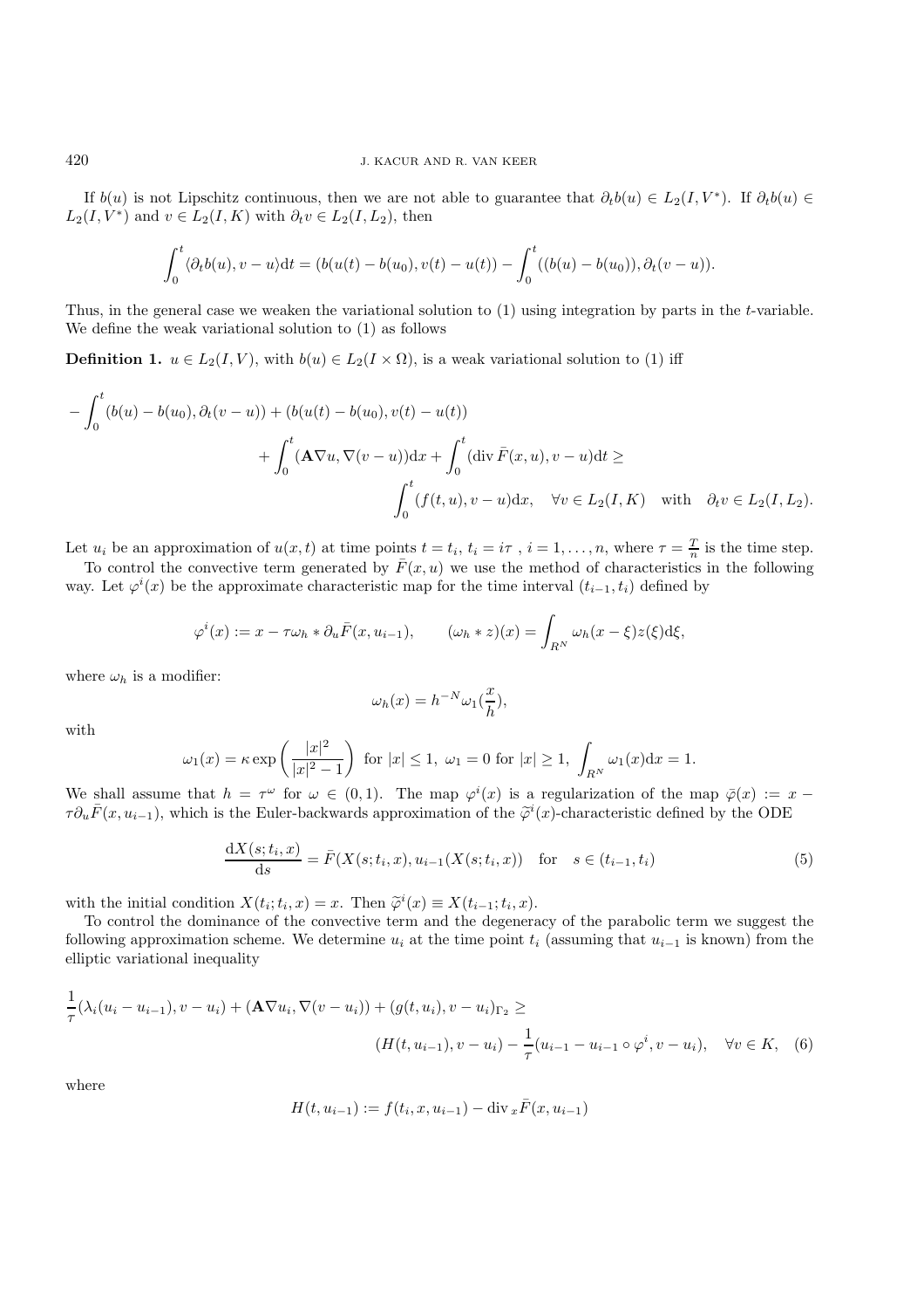If $b(u)$ is not Lipschitz continuous, then we are not able to guarantee that $\partial_t b(u) \in L_2(I, V^*)$. If $\partial_t b(u) \in L_2(I, V^*)$ and $v \in L_2(I, K)$ with $\partial_t v \in L_2(I, L_2)$, then

$$\int_0^t \langle \partial_t b(u), v - u \rangle \mathrm{d}t = (b(u(t) - b(u_0), v(t) - u(t)) - \int_0^t ((b(u) - b(u_0)), \partial_t (v - u)).$$

Thus, in the general case we weaken the variational solution to (1) using integration by parts in the $t$-variable. We define the weak variational solution to (1) as follows

**Definition 1.** $u \in L_2(I, V)$, with $b(u) \in L_2(I \times \Omega)$, is a weak variational solution to (1) iff

$$- \int_0^t (b(u) - b(u_0), \partial_t (v - u)) + (b(u(t) - b(u_0), v(t) - u(t)) + \int_0^t (\mathbf{A} \nabla u, \nabla (v - u)) \mathrm{d}x + \int_0^t (\operatorname{div} \bar{F}(x, u), v - u) \mathrm{d}t \geq \int_0^t (f(t, u), v - u) \mathrm{d}x, \quad \forall v \in L_2(I, K) \quad \text{with} \quad \partial_t v \in L_2(I, L_2).$$

Let $u_i$ be an approximation of $u(x, t)$ at time points $t = t_i$, $t_i = i\tau$ , $i = 1, \ldots, n$, where $\tau = \frac{T}{n}$ is the time step.

To control the convective term generated by $\bar{F}(x, u)$ we use the method of characteristics in the following way. Let $\varphi^i(x)$ be the approximate characteristic map for the time interval $(t_{i-1}, t_i)$ defined by

$$\varphi^i(x) := x - \tau \omega_h * \partial_u \bar{F}(x, u_{i-1}), \qquad (\omega_h * z)(x) = \int_{R^N} \omega_h (x - \xi) z(\xi) \mathrm{d}\xi,$$

where $\omega_h$ is a modifier:

$$\omega_h(x) = h^{-N} \omega_1 (\frac{x}{h}),$$

with

$$\omega_1(x) = \kappa \exp \left( \frac{|x|^2}{|x|^2 - 1} \right) \text{ for } |x| \leq 1, \ \omega_1 = 0 \text{ for } |x| \geq 1, \ \int_{R^N} \omega_1(x) \mathrm{d}x = 1.$$

We shall assume that $h = \tau^\omega$ for $\omega \in (0, 1)$. The map $\varphi^i(x)$ is a regularization of the map $\bar{\varphi}(x) := x - \tau \partial_u \bar{F}(x, u_{i-1})$, which is the Euler-backwards approximation of the $\widetilde{\varphi}^i(x)$-characteristic defined by the ODE

$$\frac{\mathrm{d}X(s; t_i, x)}{\mathrm{d}s} = \bar{F}(X(s; t_i, x), u_{i-1}(X(s; t_i, x)) \quad \text{for} \quad s \in (t_{i-1}, t_i) \tag{5}$$

with the initial condition $X(t_i; t_i, x) = x$. Then $\widetilde{\varphi}^i(x) \equiv X(t_{i-1}; t_i, x)$.

To control the dominance of the convective term and the degeneracy of the parabolic term we suggest the following approximation scheme. We determine $u_i$ at the time point $t_i$ (assuming that $u_{i-1}$ is known) from the elliptic variational inequality

$$\frac{1}{\tau} (\lambda_i (u_i - u_{i-1}), v - u_i) + (\mathbf{A} \nabla u_i, \nabla (v - u_i)) + (g(t, u_i), v - u_i)_{\Gamma_2} \geq (H(t, u_{i-1}), v - u_i) - \frac{1}{\tau} (u_{i-1} - u_{i-1} \circ \varphi^i, v - u_i), \quad \forall v \in K, \tag{6}$$

where

$$H(t, u_{i-1}) := f(t_i, x, u_{i-1}) - \operatorname{div}_x \bar{F}(x, u_{i-1})$$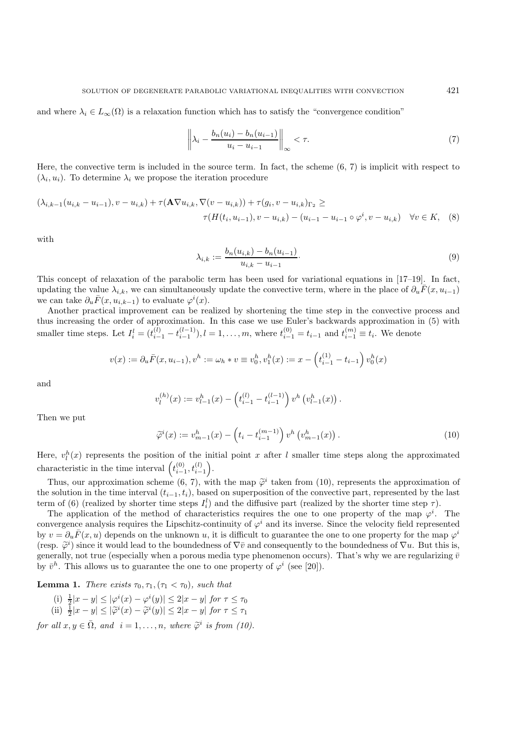and where $\lambda_i \in L_\infty(\Omega)$ is a relaxation function which has to satisfy the "convergence condition"

$$\left\| \lambda_i - \frac{b_n(u_i) - b_n(u_{i-1})}{u_i - u_{i-1}} \right\|_\infty < \tau. \tag{7}$$

Here, the convective term is included in the source term. In fact, the scheme (6, 7) is implicit with respect to $(\lambda_i, u_i)$. To determine $\lambda_i$ we propose the iteration procedure

$$(\lambda_{i,k-1}(u_{i,k} - u_{i-1}), v - u_{i,k}) + \tau(\mathbf{A}\nabla u_{i,k}, \nabla(v - u_{i,k})) + \tau(g_i, v - u_{i,k})_{\Gamma_2} \geq \\ \tau(H(t_i, u_{i-1}), v - u_{i,k}) - (u_{i-1} - u_{i-1} \circ \varphi^i, v - u_{i,k}) \quad \forall v \in K, \tag{8}$$

with

$$\lambda_{i,k} := \frac{b_n(u_{i,k}) - b_n(u_{i-1})}{u_{i,k} - u_{i-1}}. \tag{9}$$

This concept of relaxation of the parabolic term has been used for variational equations in [17–19]. In fact, updating the value $\lambda_{i,k}$, we can simultaneously update the convective term, where in the place of $\partial_u \bar{F}(x, u_{i-1})$ we can take $\partial_u \bar{F}(x, u_{i,k-1})$ to evaluate $\varphi^i(x)$.

Another practical improvement can be realized by shortening the time step in the convective process and thus increasing the order of approximation. In this case we use Euler's backwards approximation in (5) with smaller time steps. Let $I_i^l = (t_{i-1}^{(l)} - t_{i-1}^{(l-1)}), l = 1, \ldots, m$, where $t_{i-1}^{(0)} = t_{i-1}$ and $t_{i-1}^{(m)} \equiv t_i$. We denote

$$v(x) := \partial_u \bar{F}(x, u_{i-1}), v^h := \omega_h * v \equiv v_0^h, v_1^h(x) := x - \left(t_{i-1}^{(1)} - t_{i-1}\right) v_0^h(x)$$

and

$$v_l^{(h)}(x) := v_{l-1}^h(x) - \left(t_{i-1}^{(l)} - t_{i-1}^{(l-1)}\right) v^h\left(v_{l-1}^h(x)\right).$$

Then we put

$$\widetilde{\varphi}^i(x) := v_{m-1}^h(x) - \left(t_i - t_{i-1}^{(m-1)}\right) v^h\left(v_{m-1}^h(x)\right). \tag{10}$$

Here, $v_l^h(x)$ represents the position of the initial point $x$ after $l$ smaller time steps along the approximated characteristic in the time interval $\left(t_{i-1}^{(0)}, t_{i-1}^{(l)}\right)$.

Thus, our approximation scheme (6, 7), with the map $\widetilde{\varphi}^i$ taken from (10), represents the approximation of the solution in the time interval $(t_{i-1}, t_i)$, based on superposition of the convective part, represented by the last term of (6) (realized by shorter time steps $I_i^l$) and the diffusive part (realized by the shorter time step $\tau$).

The application of the method of characteristics requires the one to one property of the map $\varphi^i$. The convergence analysis requires the Lipschitz-continuity of $\varphi^i$ and its inverse. Since the velocity field represented by $v = \partial_u \bar{F}(x, u)$ depends on the unknown $u$, it is difficult to guarantee the one to one property for the map $\varphi^i$ (resp. $\widetilde{\varphi}^i$) since it would lead to the boundedness of $\nabla \bar{v}$ and consequently to the boundedness of $\nabla u$. But this is, generally, not true (especially when a porous media type phenomenon occurs). That's why we are regularizing $\bar{v}$ by $\bar{v}^h$. This allows us to guarantee the one to one property of $\varphi^i$ (see [20]).

**Lemma 1.** *There exists $\tau_0, \tau_1, (\tau_1 < \tau_0)$, such that*

(i) $\frac{1}{2}|x - y| \leq |\varphi^i(x) - \varphi^i(y)| \leq 2|x - y|$ *for* $\tau \leq \tau_0$
(ii) $\frac{1}{2}|x - y| \leq |\widetilde{\varphi}^i(x) - \widetilde{\varphi}^i(y)| \leq 2|x - y|$ *for* $\tau \leq \tau_1$

*for all $x, y \in \bar{\Omega}$, and $i = 1, \ldots, n$, where $\widetilde{\varphi}^i$ is from (10).*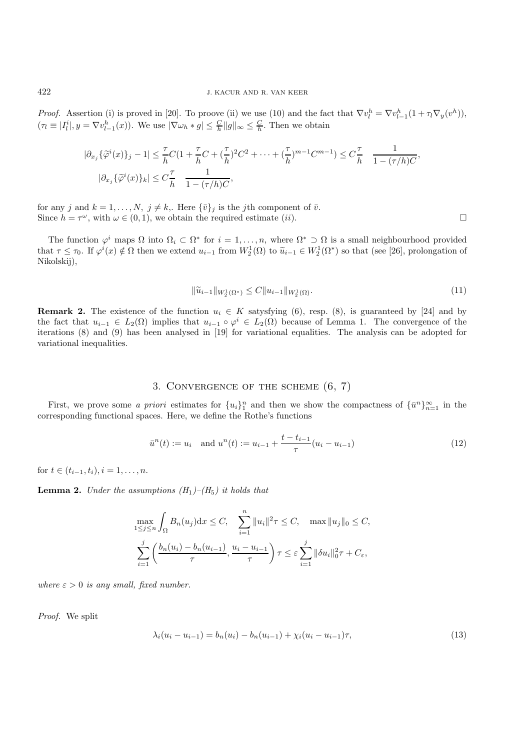*Proof.* Assertion (i) is proved in [20]. To proove (ii) we use (10) and the fact that $\nabla v_l^h = \nabla v_{l-1}^h (1 + \tau_l \nabla_y (v^h))$, ($\tau_l \equiv |I_l^i|, y = \nabla v_{l-1}^h(x)$). We use $|\nabla \omega_h * g| \le \frac{C}{h} \|g\|_\infty \le \frac{C}{h}$. Then we obtain

$$
|\partial_{x_j} \{\widetilde{\varphi}^i(x)\}_j - 1| \le \frac{\tau}{h} C (1 + \frac{\tau}{h} C + (\frac{\tau}{h})^2 C^2 + \cdots + (\frac{\tau}{h})^{m-1} C^{m-1}) \le C \frac{\tau}{h} \quad \frac{1}{1 - (\tau/h) C},
$$

$$
|\partial_{x_j} \{\widetilde{\varphi}^i(x)\}_k| \le C \frac{\tau}{h} \quad \frac{1}{1 - (\tau/h) C},
$$

for any $j$ and $k = 1, \ldots, N$, $j \ne k$,. Here $\{\bar{v}\}_j$ is the $j$th component of $\bar{v}$.
Since $h = \tau^\omega$, with $\omega \in (0,1)$, we obtain the required estimate $(ii)$. □

The function $\varphi^i$ maps $\Omega$ into $\Omega_i \subset \Omega^*$ for $i = 1, \ldots, n$, where $\Omega^* \supset \Omega$ is a small neighbourhood provided that $\tau \le \tau_0$. If $\varphi^i(x) \notin \Omega$ then we extend $u_{i-1}$ from $W_2^1(\Omega)$ to $\widetilde{u}_{i-1} \in W_2^1(\Omega^*)$ so that (see [26], prolongation of Nikolskij),

$$
\|\widetilde{u}_{i-1}\|_{W_2^1(\Omega^*)} \le C \|u_{i-1}\|_{W_2^1(\Omega)}. \tag{11}
$$

**Remark 2.** The existence of the function $u_i \in K$ satysfying (6), resp. (8), is guaranteed by [24] and by the fact that $u_{i-1} \in L_2(\Omega)$ implies that $u_{i-1} \circ \varphi^i \in L_2(\Omega)$ because of Lemma 1. The convergence of the iterations (8) and (9) has been analysed in [19] for variational equalities. The analysis can be adopted for variational inequalities.

## 3. Convergence of the scheme (6, 7)

First, we prove some *a priori* estimates for $\{u_i\}_1^n$ and then we show the compactness of $\{\bar{u}^n\}_{n=1}^\infty$ in the corresponding functional spaces. Here, we define the Rothe's functions

$$
\bar{u}^n(t) := u_i \quad \text{and } u^n(t) := u_{i-1} + \frac{t - t_{i-1}}{\tau}(u_i - u_{i-1}) \tag{12}
$$

for $t \in (t_{i-1}, t_i), i = 1, \ldots, n$.

**Lemma 2.** *Under the assumptions $(H_1)$–$(H_5)$ it holds that*

$$
\max_{1 \le j \le n} \int_\Omega B_n(u_j) \mathrm{d}x \le C, \quad \sum_{i=1}^n \|u_i\|^2 \tau \le C, \quad \max \|u_j\|_0 \le C,
$$

$$
\sum_{i=1}^j \left( \frac{b_n(u_i) - b_n(u_{i-1})}{\tau}, \frac{u_i - u_{i-1}}{\tau} \right) \tau \le \varepsilon \sum_{i=1}^j \|\delta u_i\|_0^2 \tau + C_\varepsilon,
$$

*where $\varepsilon > 0$ is any small, fixed number.*

*Proof.* We split

$$
\lambda_i (u_i - u_{i-1}) = b_n(u_i) - b_n(u_{i-1}) + \chi_i (u_i - u_{i-1}) \tau, \tag{13}
$$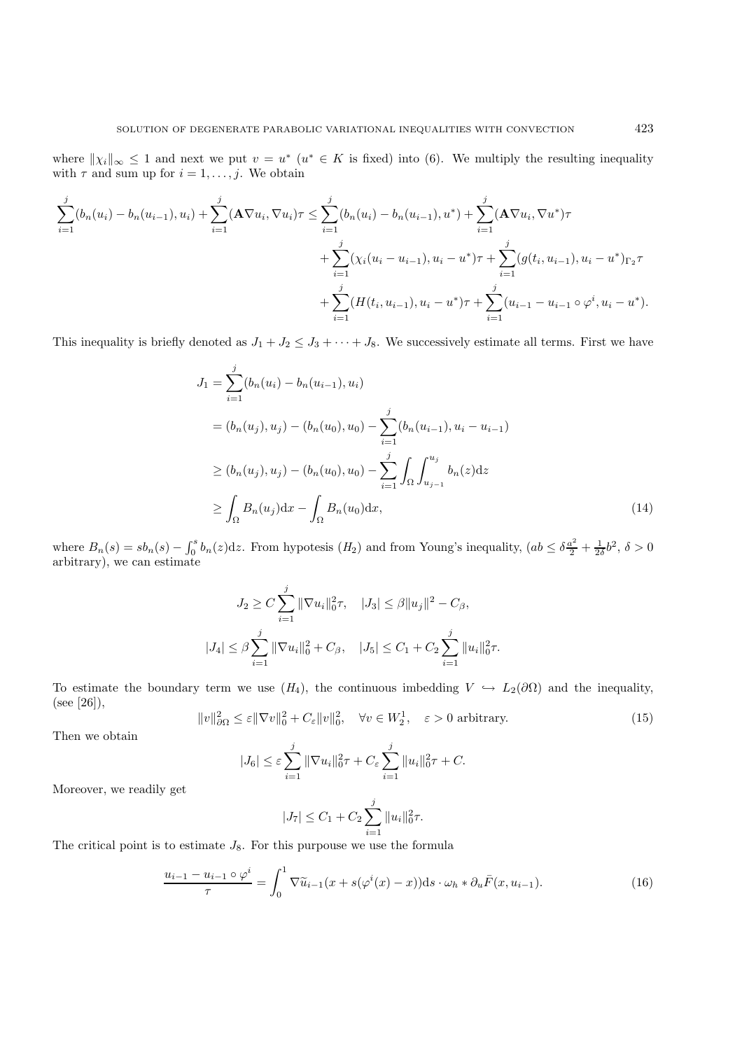where $\|\chi_i\|_\infty \le 1$ and next we put $v = u^*$ ($u^* \in K$ is fixed) into (6). We multiply the resulting inequality with $\tau$ and sum up for $i = 1, \ldots, j$. We obtain

$$
\begin{aligned}
\sum_{i=1}^{j}(b_n(u_i) - b_n(u_{i-1}), u_i) + \sum_{i=1}^{j}(\mathbf{A}\nabla u_i, \nabla u_i)\tau \le \sum_{i=1}^{j}(b_n(u_i) - b_n(u_{i-1}), u^*) + \sum_{i=1}^{j}(\mathbf{A}\nabla u_i, \nabla u^*)\tau \\
+ \sum_{i=1}^{j}(\chi_i(u_i - u_{i-1}), u_i - u^*)\tau + \sum_{i=1}^{j}(g(t_i, u_{i-1}), u_i - u^*)_{\Gamma_2}\tau \\
+ \sum_{i=1}^{j}(H(t_i, u_{i-1}), u_i - u^*)\tau + \sum_{i=1}^{j}(u_{i-1} - u_{i-1}\circ\varphi^i, u_i - u^*).
\end{aligned}
$$

This inequality is briefly denoted as $J_1 + J_2 \le J_3 + \cdots + J_8$. We successively estimate all terms. First we have

$$
\begin{aligned}
J_1 &= \sum_{i=1}^{j}(b_n(u_i) - b_n(u_{i-1}), u_i) \\
&= (b_n(u_j), u_j) - (b_n(u_0), u_0) - \sum_{i=1}^{j}(b_n(u_{i-1}), u_i - u_{i-1}) \\
&\ge (b_n(u_j), u_j) - (b_n(u_0), u_0) - \sum_{i=1}^{j}\int_\Omega\int_{u_{j-1}}^{u_j} b_n(z)\mathrm{d}z \\
&\ge \int_\Omega B_n(u_j)\mathrm{d}x - \int_\Omega B_n(u_0)\mathrm{d}x,
\end{aligned} \tag{14}
$$

where $B_n(s) = sb_n(s) - \int_0^s b_n(z)\mathrm{d}z$. From hypotesis ($H_2$) and from Young's inequality, ($ab \le \delta\frac{a^2}{2} + \frac{1}{2\delta}b^2$, $\delta > 0$ arbitrary), we can estimate

$$
J_2 \ge C\sum_{i=1}^{j}\|\nabla u_i\|_0^2\tau, \quad |J_3| \le \beta\|u_j\|^2 - C_\beta,
$$

$$
|J_4| \le \beta\sum_{i=1}^{j}\|\nabla u_i\|_0^2 + C_\beta, \quad |J_5| \le C_1 + C_2\sum_{i=1}^{j}\|u_i\|_0^2\tau.
$$

To estimate the boundary term we use ($H_4$), the continuous imbedding $V \hookrightarrow L_2(\partial\Omega)$ and the inequality, (see [26]),

$$
\|v\|_{\partial\Omega}^2 \le \varepsilon\|\nabla v\|_0^2 + C_\varepsilon\|v\|_0^2, \quad \forall v \in W_2^1, \quad \varepsilon > 0 \text{ arbitrary.} \tag{15}
$$

Then we obtain

$$
|J_6| \le \varepsilon\sum_{i=1}^{j}\|\nabla u_i\|_0^2\tau + C_\varepsilon\sum_{i=1}^{j}\|u_i\|_0^2\tau + C.
$$

Moreover, we readily get

$$
|J_7| \le C_1 + C_2\sum_{i=1}^{j}\|u_i\|_0^2\tau.
$$

The critical point is to estimate $J_8$. For this purpouse we use the formula

$$
\frac{u_{i-1} - u_{i-1}\circ\varphi^i}{\tau} = \int_0^1 \nabla\widetilde{u}_{i-1}(x + s(\varphi^i(x) - x))\mathrm{d}s \cdot \omega_h * \partial_u\bar{F}(x, u_{i-1}). \tag{16}
$$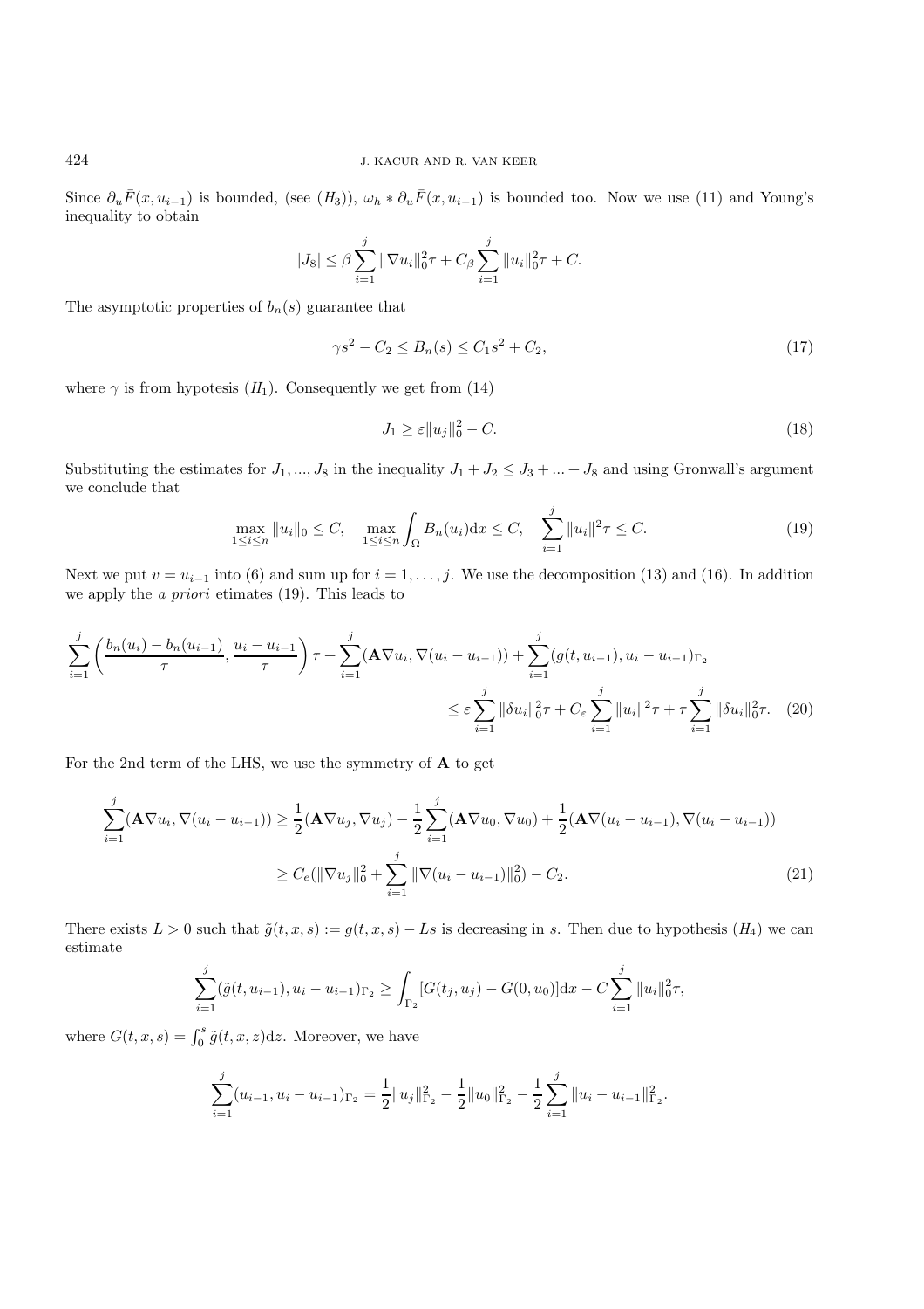Since $\partial_u \bar{F}(x, u_{i-1})$ is bounded, (see $(H_3)$), $\omega_h * \partial_u \bar{F}(x, u_{i-1})$ is bounded too. Now we use (11) and Young's inequality to obtain

$$|J_8| \leq \beta \sum_{i=1}^{j} \|\nabla u_i\|_0^2 \tau + C_\beta \sum_{i=1}^{j} \|u_i\|_0^2 \tau + C.$$

The asymptotic properties of $b_n(s)$ guarantee that

$$\gamma s^2 - C_2 \leq B_n(s) \leq C_1 s^2 + C_2, \tag{17}$$

where $\gamma$ is from hypotesis $(H_1)$. Consequently we get from (14)

$$J_1 \geq \varepsilon \|u_j\|_0^2 - C. \tag{18}$$

Substituting the estimates for $J_1, ..., J_8$ in the inequality $J_1 + J_2 \leq J_3 + ... + J_8$ and using Gronwall's argument we conclude that

$$\max_{1 \leq i \leq n} \|u_i\|_0 \leq C, \quad \max_{1 \leq i \leq n} \int_\Omega B_n(u_i) \mathrm{d}x \leq C, \quad \sum_{i=1}^{j} \|u_i\|^2 \tau \leq C. \tag{19}$$

Next we put $v = u_{i-1}$ into (6) and sum up for $i = 1, \ldots, j$. We use the decomposition (13) and (16). In addition we apply the *a priori* etimates (19). This leads to

$$\sum_{i=1}^{j} \left( \frac{b_n(u_i) - b_n(u_{i-1})}{\tau}, \frac{u_i - u_{i-1}}{\tau} \right) \tau + \sum_{i=1}^{j} (\mathbf{A} \nabla u_i, \nabla(u_i - u_{i-1})) + \sum_{i=1}^{j} (g(t, u_{i-1}), u_i - u_{i-1})_{\Gamma_2}$$
$$\leq \varepsilon \sum_{i=1}^{j} \|\delta u_i\|_0^2 \tau + C_\varepsilon \sum_{i=1}^{j} \|u_i\|^2 \tau + \tau \sum_{i=1}^{j} \|\delta u_i\|_0^2 \tau. \tag{20}$$

For the 2nd term of the LHS, we use the symmetry of $\mathbf{A}$ to get

$$\sum_{i=1}^{j} (\mathbf{A} \nabla u_i, \nabla(u_i - u_{i-1})) \geq \frac{1}{2} (\mathbf{A} \nabla u_j, \nabla u_j) - \frac{1}{2} \sum_{i=1}^{j} (\mathbf{A} \nabla u_0, \nabla u_0) + \frac{1}{2} (\mathbf{A} \nabla (u_i - u_{i-1}), \nabla (u_i - u_{i-1}))$$
$$\geq C_e (\|\nabla u_j\|_0^2 + \sum_{i=1}^{j} \|\nabla (u_i - u_{i-1})\|_0^2) - C_2. \tag{21}$$

There exists $L > 0$ such that $\tilde{g}(t, x, s) := g(t, x, s) - Ls$ is decreasing in $s$. Then due to hypothesis $(H_4)$ we can estimate

$$\sum_{i=1}^{j} (\tilde{g}(t, u_{i-1}), u_i - u_{i-1})_{\Gamma_2} \geq \int_{\Gamma_2} [G(t_j, u_j) - G(0, u_0)] \mathrm{d}x - C \sum_{i=1}^{j} \|u_i\|_0^2 \tau,$$

where $G(t, x, s) = \int_0^s \tilde{g}(t, x, z) \mathrm{d}z$. Moreover, we have

$$\sum_{i=1}^{j} (u_{i-1}, u_i - u_{i-1})_{\Gamma_2} = \frac{1}{2} \|u_j\|_{\Gamma_2}^2 - \frac{1}{2} \|u_0\|_{\Gamma_2}^2 - \frac{1}{2} \sum_{i=1}^{j} \|u_i - u_{i-1}\|_{\Gamma_2}^2.$$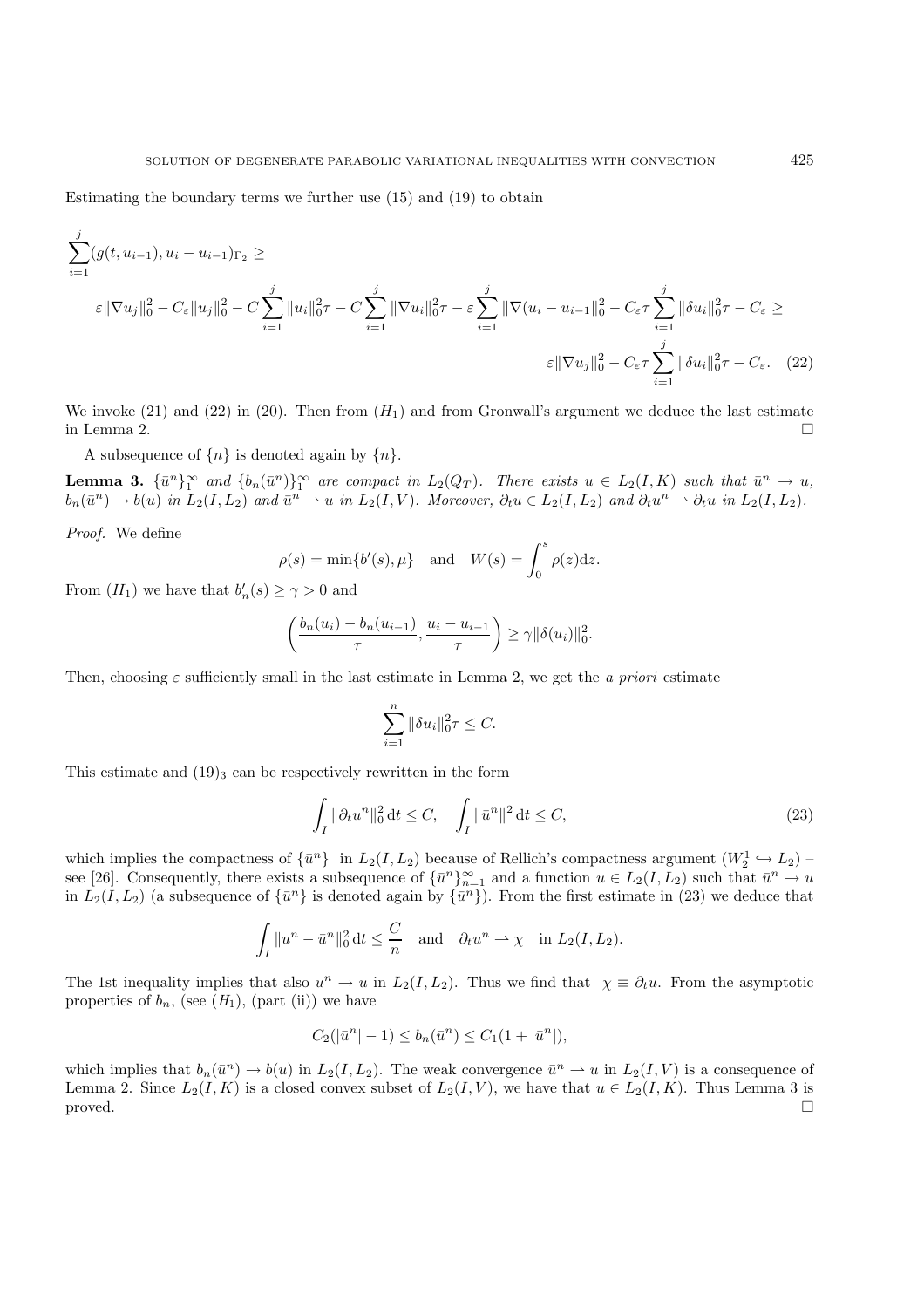Estimating the boundary terms we further use (15) and (19) to obtain

$$\sum_{i=1}^{j}(g(t,u_{i-1}),u_i-u_{i-1})_{\Gamma_2} \geq$$

$$\varepsilon\|\nabla u_j\|_0^2 - C_\varepsilon\|u_j\|_0^2 - C\sum_{i=1}^{j}\|u_i\|_0^2\tau - C\sum_{i=1}^{j}\|\nabla u_i\|_0^2\tau - \varepsilon\sum_{i=1}^{j}\|\nabla(u_i-u_{i-1}\|_0^2 - C_\varepsilon\tau\sum_{i=1}^{j}\|\delta u_i\|_0^2\tau - C_\varepsilon \geq$$

$$\varepsilon\|\nabla u_j\|_0^2 - C_\varepsilon\tau\sum_{i=1}^{j}\|\delta u_i\|_0^2\tau - C_\varepsilon. \quad (22)$$

We invoke (21) and (22) in (20). Then from $(H_1)$ and from Gronwall's argument we deduce the last estimate in Lemma 2. □

A subsequence of $\{n\}$ is denoted again by $\{n\}$.

**Lemma 3.** *$\{\bar{u}^n\}_1^\infty$ and $\{b_n(\bar{u}^n)\}_1^\infty$ are compact in $L_2(Q_T)$. There exists $u \in L_2(I,K)$ such that $\bar{u}^n \to u$, $b_n(\bar{u}^n) \to b(u)$ in $L_2(I,L_2)$ and $\bar{u}^n \rightharpoonup u$ in $L_2(I,V)$. Moreover, $\partial_t u \in L_2(I,L_2)$ and $\partial_t u^n \rightharpoonup \partial_t u$ in $L_2(I,L_2)$.*

*Proof.* We define

$$\rho(s) = \min\{b'(s),\mu\} \quad \text{and} \quad W(s) = \int_0^s \rho(z)\mathrm{d}z.$$

From $(H_1)$ we have that $b_n'(s) \geq \gamma > 0$ and

$$\left(\frac{b_n(u_i)-b_n(u_{i-1})}{\tau}, \frac{u_i-u_{i-1}}{\tau}\right) \geq \gamma\|\delta(u_i)\|_0^2.$$

Then, choosing $\varepsilon$ sufficiently small in the last estimate in Lemma 2, we get the *a priori* estimate

$$\sum_{i=1}^{n}\|\delta u_i\|_0^2\tau \leq C.$$

This estimate and $(19)_3$ can be respectively rewritten in the form

$$\int_I \|\partial_t u^n\|_0^2\,\mathrm{d}t \leq C, \quad \int_I \|\bar{u}^n\|^2\,\mathrm{d}t \leq C, \quad (23)$$

which implies the compactness of $\{\bar{u}^n\}$ in $L_2(I,L_2)$ because of Rellich's compactness argument ($W_2^1 \hookrightarrow L_2$) – see [26]. Consequently, there exists a subsequence of $\{\bar{u}^n\}_{n=1}^\infty$ and a function $u \in L_2(I,L_2)$ such that $\bar{u}^n \to u$ in $L_2(I,L_2)$ (a subsequence of $\{\bar{u}^n\}$ is denoted again by $\{\bar{u}^n\}$). From the first estimate in (23) we deduce that

$$\int_I \|u^n - \bar{u}^n\|_0^2\,\mathrm{d}t \leq \frac{C}{n} \quad \text{and} \quad \partial_t u^n \rightharpoonup \chi \quad \text{in } L_2(I,L_2).$$

The 1st inequality implies that also $u^n \to u$ in $L_2(I,L_2)$. Thus we find that $\chi \equiv \partial_t u$. From the asymptotic properties of $b_n$, (see $(H_1)$, (part (ii)) we have

$$C_2(|\bar{u}^n|-1) \leq b_n(\bar{u}^n) \leq C_1(1+|\bar{u}^n|),$$

which implies that $b_n(\bar{u}^n) \to b(u)$ in $L_2(I,L_2)$. The weak convergence $\bar{u}^n \rightharpoonup u$ in $L_2(I,V)$ is a consequence of Lemma 2. Since $L_2(I,K)$ is a closed convex subset of $L_2(I,V)$, we have that $u \in L_2(I,K)$. Thus Lemma 3 is proved. □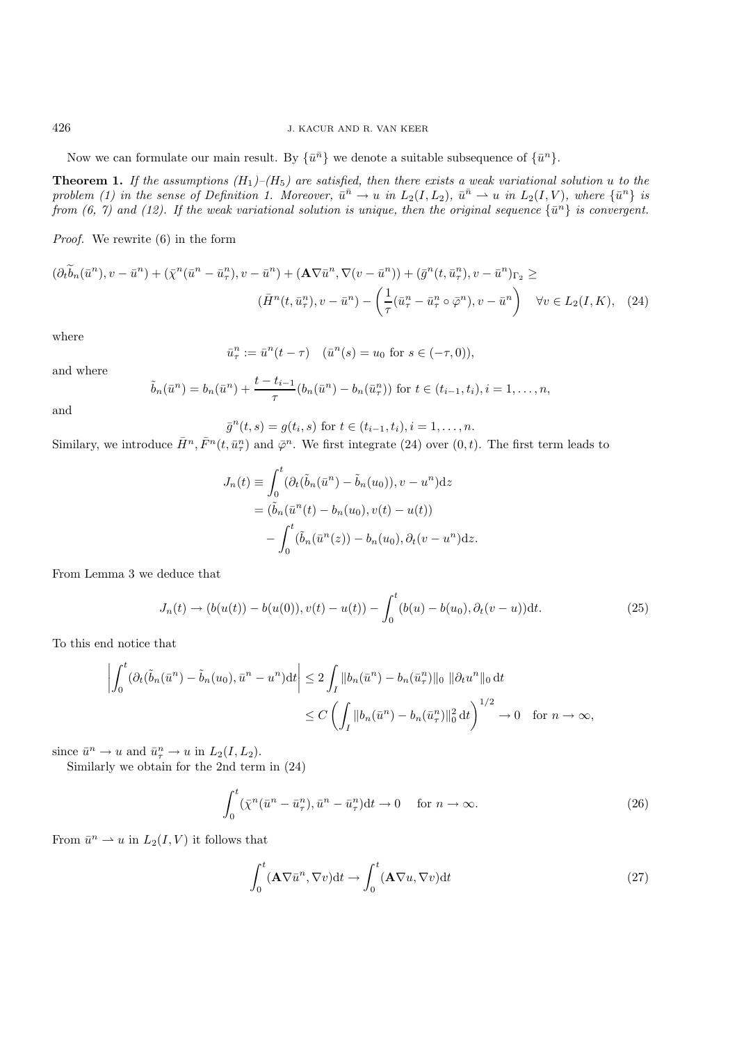Now we can formulate our main result. By $\{\bar{u}^{\bar{n}}\}$ we denote a suitable subsequence of $\{\bar{u}^n\}$.

**Theorem 1.** *If the assumptions (H$_1$)–(H$_5$) are satisfied, then there exists a weak variational solution $u$ to the problem (1) in the sense of Definition 1. Moreover, $\bar{u}^{\bar{n}} \to u$ in $L_2(I, L_2)$, $\bar{u}^{\bar{n}} \rightharpoonup u$ in $L_2(I, V)$, where $\{\bar{u}^n\}$ is from (6, 7) and (12). If the weak variational solution is unique, then the original sequence $\{\bar{u}^n\}$ is convergent.*

*Proof.* We rewrite (6) in the form

$$(\partial_t \widetilde{b}_n(\bar{u}^n), v - \bar{u}^n) + (\bar{\chi}^n(\bar{u}^n - \bar{u}^n_\tau), v - \bar{u}^n) + (\mathbf{A}\nabla\bar{u}^n, \nabla(v - \bar{u}^n)) + (\bar{g}^n(t, \bar{u}^n_\tau), v - \bar{u}^n)_{\Gamma_2} \geq$$
$$(\bar{H}^n(t, \bar{u}^n_\tau), v - \bar{u}^n) - \left(\frac{1}{\tau}(\bar{u}^n_\tau - \bar{u}^n_\tau \circ \bar{\varphi}^n), v - \bar{u}^n\right) \quad \forall v \in L_2(I, K), \quad (24)$$

where

$$\bar{u}^n_\tau := \bar{u}^n(t - \tau) \quad (\bar{u}^n(s) = u_0 \text{ for } s \in (-\tau, 0)),$$

and where

$$\tilde{b}_n(\bar{u}^n) = b_n(\bar{u}^n) + \frac{t - t_{i-1}}{\tau}(b_n(\bar{u}^n) - b_n(\bar{u}^n_\tau)) \text{ for } t \in (t_{i-1}, t_i), i = 1, \ldots, n,$$

and

$$\bar{g}^n(t, s) = g(t_i, s) \text{ for } t \in (t_{i-1}, t_i), i = 1, \ldots, n.$$

Similary, we introduce $\bar{H}^n, \bar{F}^n(t, \bar{u}^n_\tau)$ and $\bar{\varphi}^n$. We first integrate (24) over $(0, t)$. The first term leads to

$$\begin{aligned}
J_n(t) &\equiv \int_0^t (\partial_t(\tilde{b}_n(\bar{u}^n) - \tilde{b}_n(u_0)), v - u^n)\mathrm{d}z \\
&= (\tilde{b}_n(\bar{u}^n(t) - b_n(u_0), v(t) - u(t)) \\
&\quad - \int_0^t (\tilde{b}_n(\bar{u}^n(z)) - b_n(u_0), \partial_t(v - u^n)\mathrm{d}z.
\end{aligned}$$

From Lemma 3 we deduce that

$$J_n(t) \to (b(u(t)) - b(u(0)), v(t) - u(t)) - \int_0^t (b(u) - b(u_0), \partial_t(v - u))\mathrm{d}t. \quad (25)$$

To this end notice that

$$\begin{aligned}
\left| \int_0^t (\partial_t(\tilde{b}_n(\bar{u}^n) - \tilde{b}_n(u_0), \bar{u}^n - u^n)\mathrm{d}t \right| &\leq 2 \int_I \|b_n(\bar{u}^n) - b_n(\bar{u}^n_\tau)\|_0 \, \|\partial_t u^n\|_0 \, \mathrm{d}t \\
&\leq C \left( \int_I \|b_n(\bar{u}^n) - b_n(\bar{u}^n_\tau)\|_0^2 \, \mathrm{d}t \right)^{1/2} \to 0 \quad \text{for } n \to \infty,
\end{aligned}$$

since $\bar{u}^n \to u$ and $\bar{u}^n_\tau \to u$ in $L_2(I, L_2)$.

Similarly we obtain for the 2nd term in (24)

$$\int_0^t (\bar{\chi}^n(\bar{u}^n - \bar{u}^n_\tau), \bar{u}^n - \bar{u}^n_\tau)\mathrm{d}t \to 0 \quad \text{for } n \to \infty. \quad (26)$$

From $\bar{u}^n \rightharpoonup u$ in $L_2(I, V)$ it follows that

$$\int_0^t (\mathbf{A}\nabla\bar{u}^n, \nabla v)\mathrm{d}t \to \int_0^t (\mathbf{A}\nabla u, \nabla v)\mathrm{d}t \quad (27)$$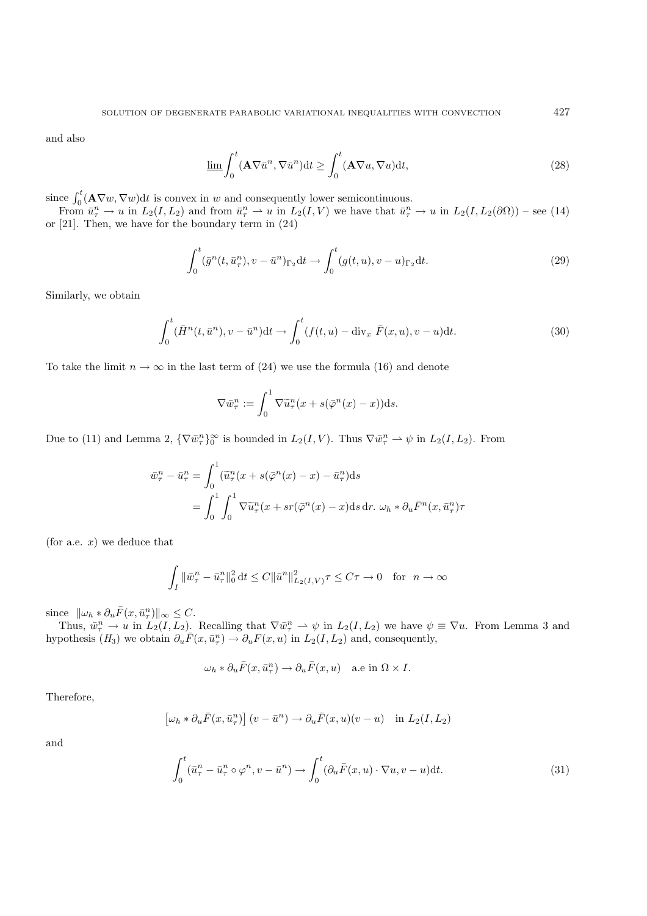and also

$$\underline{\lim}\int_0^t (\mathbf{A}\nabla \bar{u}^n, \nabla \bar{u}^n)\mathrm{d}t \geq \int_0^t (\mathbf{A}\nabla u, \nabla u)\mathrm{d}t, \tag{28}$$

since $\int_0^t (\mathbf{A}\nabla w, \nabla w)\mathrm{d}t$ is convex in $w$ and consequently lower semicontinuous.

From $\bar{u}_\tau^n \to u$ in $L_2(I, L_2)$ and from $\bar{u}_\tau^n \rightharpoonup u$ in $L_2(I, V)$ we have that $\bar{u}_\tau^n \to u$ in $L_2(I, L_2(\partial\Omega))$ – see (14) or [21]. Then, we have for the boundary term in (24)

$$\int_0^t (\bar{g}^n(t, \bar{u}_\tau^n), v - \bar{u}^n)_{\Gamma_2}\mathrm{d}t \to \int_0^t (g(t, u), v - u)_{\Gamma_2}\mathrm{d}t. \tag{29}$$

Similarly, we obtain

$$\int_0^t (\bar{H}^n(t, \bar{u}^n), v - \bar{u}^n)\mathrm{d}t \to \int_0^t (f(t, u) - \mathrm{div}_x\ \bar{F}(x, u), v - u)\mathrm{d}t. \tag{30}$$

To take the limit $n \to \infty$ in the last term of (24) we use the formula (16) and denote

$$\nabla \bar{w}_\tau^n := \int_0^1 \nabla \widetilde{u}_\tau^n(x + s(\bar{\varphi}^n(x) - x))\mathrm{d}s.$$

Due to (11) and Lemma 2, $\{\nabla \bar{w}_\tau^n\}_0^\infty$ is bounded in $L_2(I, V)$. Thus $\nabla \bar{w}_\tau^n \rightharpoonup \psi$ in $L_2(I, L_2)$. From

$$\begin{aligned}
\bar{w}_\tau^n - \bar{u}_\tau^n &= \int_0^1 (\widetilde{u}_\tau^n(x + s(\bar{\varphi}^n(x) - x) - \bar{u}_\tau^n)\mathrm{d}s \\
&= \int_0^1 \int_0^1 \nabla \widetilde{u}_\tau^n(x + sr(\bar{\varphi}^n(x) - x)\mathrm{d}s\,\mathrm{d}r.\ \omega_h * \partial_u \bar{F}^n(x, \bar{u}_\tau^n)\tau
\end{aligned}$$

(for a.e. $x$) we deduce that

$$\int_I \|\bar{w}_\tau^n - \bar{u}_\tau^n\|_0^2\,\mathrm{d}t \leq C\|\bar{u}^n\|_{L_2(I,V)}^2 \tau \leq C\tau \to 0 \quad \text{for} \quad n \to \infty$$

since $\|\omega_h * \partial_u \bar{F}(x, \bar{u}_\tau^n)\|_\infty \leq C$.

Thus, $\bar{w}_\tau^n \to u$ in $L_2(I, L_2)$. Recalling that $\nabla \bar{w}_\tau^n \rightharpoonup \psi$ in $L_2(I, L_2)$ we have $\psi \equiv \nabla u$. From Lemma 3 and hypothesis $(H_3)$ we obtain $\partial_u \bar{F}(x, \bar{u}_\tau^n) \to \partial_u F(x, u)$ in $L_2(I, L_2)$ and, consequently,

$$\omega_h * \partial_u \bar{F}(x, \bar{u}_\tau^n) \to \partial_u \bar{F}(x, u) \quad \text{a.e in } \Omega \times I.$$

Therefore,

$$\left[\omega_h * \partial_u \bar{F}(x, \bar{u}_\tau^n)\right](v - \bar{u}^n) \to \partial_u \bar{F}(x, u)(v - u) \quad \text{in } L_2(I, L_2)$$

and

$$\int_0^t (\bar{u}_\tau^n - \bar{u}_\tau^n \circ \varphi^n, v - \bar{u}^n) \to \int_0^t (\partial_u \bar{F}(x, u) \cdot \nabla u, v - u)\mathrm{d}t. \tag{31}$$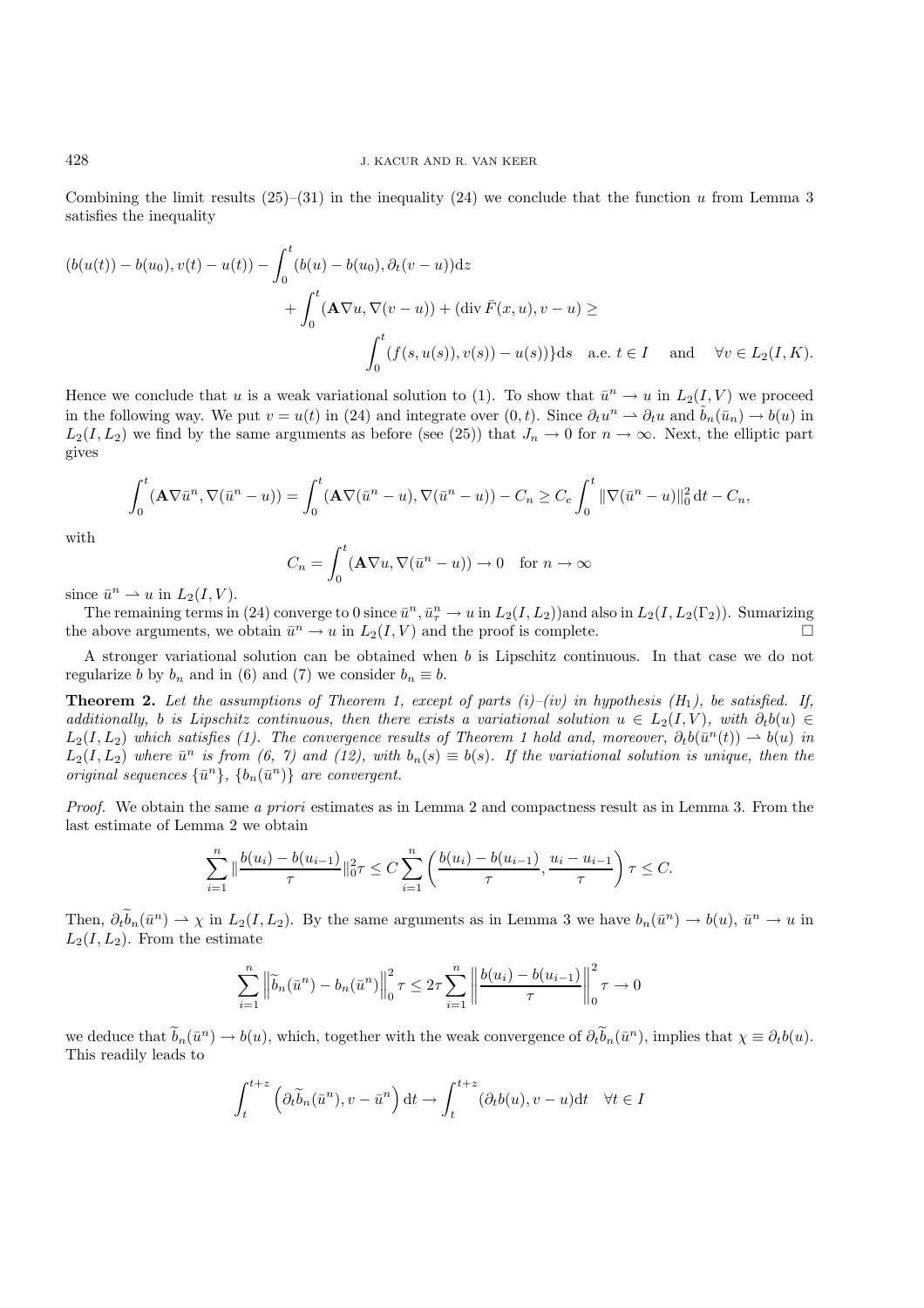Combining the limit results (25)–(31) in the inequality (24) we conclude that the function $u$ from Lemma 3 satisfies the inequality

$$(b(u(t)) - b(u_0), v(t) - u(t)) - \int_0^t (b(u) - b(u_0), \partial_t(v - u))\mathrm{d}z$$
$$+ \int_0^t (\mathbf{A}\nabla u, \nabla(v-u)) + (\operatorname{div} \bar{F}(x,u), v-u) \geq$$
$$\int_0^t (f(s,u(s)), v(s)) - u(s))\}\mathrm{d}s \quad \text{a.e. } t \in I \quad \text{ and } \quad \forall v \in L_2(I,K).$$

Hence we conclude that $u$ is a weak variational solution to (1). To show that $\bar{u}^n \to u$ in $L_2(I,V)$ we proceed in the following way. We put $v = u(t)$ in (24) and integrate over $(0,t)$. Since $\partial_t u^n \rightharpoonup \partial_t u$ and $\tilde{b}_n(\bar{u}_n) \to b(u)$ in $L_2(I, L_2)$ we find by the same arguments as before (see (25)) that $J_n \to 0$ for $n \to \infty$. Next, the elliptic part gives

$$\int_0^t (\mathbf{A}\nabla \bar{u}^n, \nabla(\bar{u}^n - u)) = \int_0^t (\mathbf{A}\nabla(\bar{u}^n - u), \nabla(\bar{u}^n - u)) - C_n \geq C_e \int_0^t \|\nabla(\bar{u}^n - u)\|_0^2 \,\mathrm{d}t - C_n,$$

with

$$C_n = \int_0^t (\mathbf{A}\nabla u, \nabla(\bar{u}^n - u)) \to 0 \quad \text{for } n \to \infty$$

since $\bar{u}^n \rightharpoonup u$ in $L_2(I,V)$.

The remaining terms in (24) converge to 0 since $\bar{u}^n, \bar{u}^n_\tau \to u$ in $L_2(I,L_2)$)and also in $L_2(I, L_2(\Gamma_2))$. Sumarizing the above arguments, we obtain $\bar{u}^n \to u$ in $L_2(I,V)$ and the proof is complete. □

A stronger variational solution can be obtained when $b$ is Lipschitz continuous. In that case we do not regularize $b$ by $b_n$ and in (6) and (7) we consider $b_n \equiv b$.

**Theorem 2.** *Let the assumptions of Theorem 1, except of parts (i)–(iv) in hypothesis ($H_1$), be satisfied. If, additionally, $b$ is Lipschitz continuous, then there exists a variational solution $u \in L_2(I,V)$, with $\partial_t b(u) \in L_2(I, L_2)$ which satisfies (1). The convergence results of Theorem 1 hold and, moreover, $\partial_t b(\bar{u}^n(t)) \rightharpoonup b(u)$ in $L_2(I, L_2)$ where $\bar{u}^n$ is from (6, 7) and (12), with $b_n(s) \equiv b(s)$. If the variational solution is unique, then the original sequences $\{\bar{u}^n\}$, $\{b_n(\bar{u}^n)\}$ are convergent.*

*Proof.* We obtain the same *a priori* estimates as in Lemma 2 and compactness result as in Lemma 3. From the last estimate of Lemma 2 we obtain

$$\sum_{i=1}^n \|\frac{b(u_i) - b(u_{i-1})}{\tau}\|_0^2 \tau \leq C \sum_{i=1}^n \left( \frac{b(u_i) - b(u_{i-1})}{\tau}, \frac{u_i - u_{i-1}}{\tau} \right) \tau \leq C.$$

Then, $\partial_t \widetilde{b}_n(\bar{u}^n) \rightharpoonup \chi$ in $L_2(I, L_2)$. By the same arguments as in Lemma 3 we have $b_n(\bar{u}^n) \to b(u)$, $\bar{u}^n \to u$ in $L_2(I, L_2)$. From the estimate

$$\sum_{i=1}^n \left\| \widetilde{b}_n(\bar{u}^n) - b_n(\bar{u}^n) \right\|_0^2 \tau \leq 2\tau \sum_{i=1}^n \left\| \frac{b(u_i) - b(u_{i-1})}{\tau} \right\|_0^2 \tau \to 0$$

we deduce that $\widetilde{b}_n(\bar{u}^n) \to b(u)$, which, together with the weak convergence of $\partial_t \widetilde{b}_n(\bar{u}^n)$, implies that $\chi \equiv \partial_t b(u)$. This readily leads to

$$\int_t^{t+z} \left( \partial_t \widetilde{b}_n(\bar{u}^n), v - \bar{u}^n \right) \mathrm{d}t \to \int_t^{t+z} (\partial_t b(u), v - u) \mathrm{d}t \quad \forall t \in I$$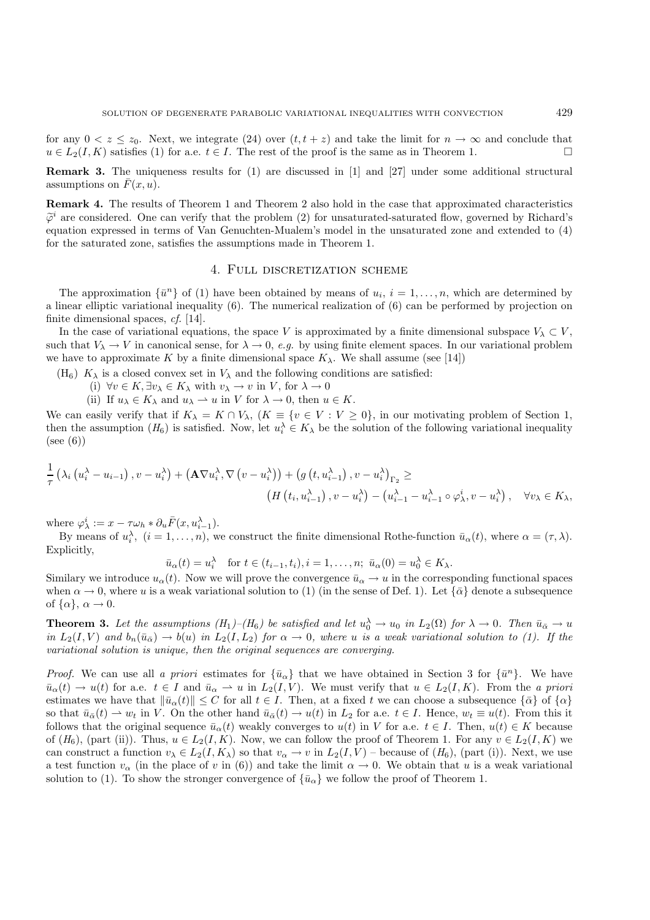for any $0 < z \le z_0$. Next, we integrate (24) over $(t, t+z)$ and take the limit for $n \to \infty$ and conclude that $u \in L_2(I, K)$ satisfies (1) for a.e. $t \in I$. The rest of the proof is the same as in Theorem 1. $\square$

**Remark 3.** The uniqueness results for (1) are discussed in [1] and [27] under some additional structural assumptions on $\bar{F}(x, u)$.

**Remark 4.** The results of Theorem 1 and Theorem 2 also hold in the case that approximated characteristics $\widetilde{\varphi}^i$ are considered. One can verify that the problem (2) for unsaturated-saturated flow, governed by Richard's equation expressed in terms of Van Genuchten-Mualem's model in the unsaturated zone and extended to (4) for the saturated zone, satisfies the assumptions made in Theorem 1.

## 4. Full discretization scheme

The approximation $\{\bar{u}^n\}$ of (1) have been obtained by means of $u_i$, $i = 1, \ldots, n$, which are determined by a linear elliptic variational inequality (6). The numerical realization of (6) can be performed by projection on finite dimensional spaces, *cf.* [14].

In the case of variational equations, the space $V$ is approximated by a finite dimensional subspace $V_\lambda \subset V$, such that $V_\lambda \to V$ in canonical sense, for $\lambda \to 0$, *e.g.* by using finite element spaces. In our variational problem we have to approximate $K$ by a finite dimensional space $K_\lambda$. We shall assume (see [14])

($H_6$) $K_\lambda$ is a closed convex set in $V_\lambda$ and the following conditions are satisfied:
  (i) $\forall v \in K, \exists v_\lambda \in K_\lambda$ with $v_\lambda \to v$ in $V$, for $\lambda \to 0$
  (ii) If $u_\lambda \in K_\lambda$ and $u_\lambda \rightharpoonup u$ in $V$ for $\lambda \to 0$, then $u \in K$.

We can easily verify that if $K_\lambda = K \cap V_\lambda$, ($K \equiv \{v \in V : V \ge 0\}$, in our motivating problem of Section 1, then the assumption ($H_6$) is satisfied. Now, let $u_i^\lambda \in K_\lambda$ be the solution of the following variational inequality (see (6))

$$\frac{1}{\tau}\left(\lambda_i\left(u_i^\lambda - u_{i-1}\right), v - u_i^\lambda\right) + \left(\mathbf{A}\nabla u_i^\lambda, \nabla\left(v - u_i^\lambda\right)\right) + \left(g\left(t, u_{i-1}^\lambda\right), v - u_i^\lambda\right)_{\Gamma_2} \ge$$
$$\left(H\left(t_i, u_{i-1}^\lambda\right), v - u_i^\lambda\right) - \left(u_{i-1}^\lambda - u_{i-1}^\lambda \circ \varphi_\lambda^i, v - u_i^\lambda\right), \quad \forall v_\lambda \in K_\lambda,$$

where $\varphi_\lambda^i := x - \tau\omega_h * \partial_u \bar{F}(x, u_{i-1}^\lambda)$.

By means of $u_i^\lambda$, $(i = 1, \ldots, n)$, we construct the finite dimensional Rothe-function $\bar{u}_\alpha(t)$, where $\alpha = (\tau, \lambda)$. Explicitly,

$$\bar{u}_\alpha(t) = u_i^\lambda \quad \text{for } t \in (t_{i-1}, t_i), i = 1, \ldots, n;\ \bar{u}_\alpha(0) = u_0^\lambda \in K_\lambda.$$

Similary we introduce $u_\alpha(t)$. Now we will prove the convergence $\bar{u}_\alpha \to u$ in the corresponding functional spaces when $\alpha \to 0$, where $u$ is a weak variational solution to (1) (in the sense of Def. 1). Let $\{\bar{\alpha}\}$ denote a subsequence of $\{\alpha\}$, $\alpha \to 0$.

**Theorem 3.** *Let the assumptions ($H_1$)–($H_6$) be satisfied and let $u_0^\lambda \to u_0$ in $L_2(\Omega)$ for $\lambda \to 0$. Then $\bar{u}_{\bar{\alpha}} \to u$ in $L_2(I, V)$ and $b_n(\bar{u}_{\bar{\alpha}}) \to b(u)$ in $L_2(I, L_2)$ for $\alpha \to 0$, where $u$ is a weak variational solution to (1). If the variational solution is unique, then the original sequences are converging.*

*Proof.* We can use all *a priori* estimates for $\{\bar{u}_\alpha\}$ that we have obtained in Section 3 for $\{\bar{u}^n\}$. We have $\bar{u}_\alpha(t) \to u(t)$ for a.e. $t \in I$ and $\bar{u}_\alpha \rightharpoonup u$ in $L_2(I, V)$. We must verify that $u \in L_2(I, K)$. From the *a priori* estimates we have that $\|\bar{u}_\alpha(t)\| \le C$ for all $t \in I$. Then, at a fixed $t$ we can choose a subsequence $\{\bar{\alpha}\}$ of $\{\alpha\}$ so that $\bar{u}_{\bar{\alpha}}(t) \rightharpoonup w_t$ in $V$. On the other hand $\bar{u}_{\bar{\alpha}}(t) \to u(t)$ in $L_2$ for a.e. $t \in I$. Hence, $w_t \equiv u(t)$. From this it follows that the original sequence $\bar{u}_\alpha(t)$ weakly converges to $u(t)$ in $V$ for a.e. $t \in I$. Then, $u(t) \in K$ because of ($H_6$), (part (ii)). Thus, $u \in L_2(I, K)$. Now, we can follow the proof of Theorem 1. For any $v \in L_2(I, K)$ we can construct a function $v_\lambda \in L_2(I, K_\lambda)$ so that $v_\alpha \to v$ in $L_2(I, V)$ – because of ($H_6$), (part (i)). Next, we use a test function $v_\alpha$ (in the place of $v$ in (6)) and take the limit $\alpha \to 0$. We obtain that $u$ is a weak variational solution to (1). To show the stronger convergence of $\{\bar{u}_\alpha\}$ we follow the proof of Theorem 1.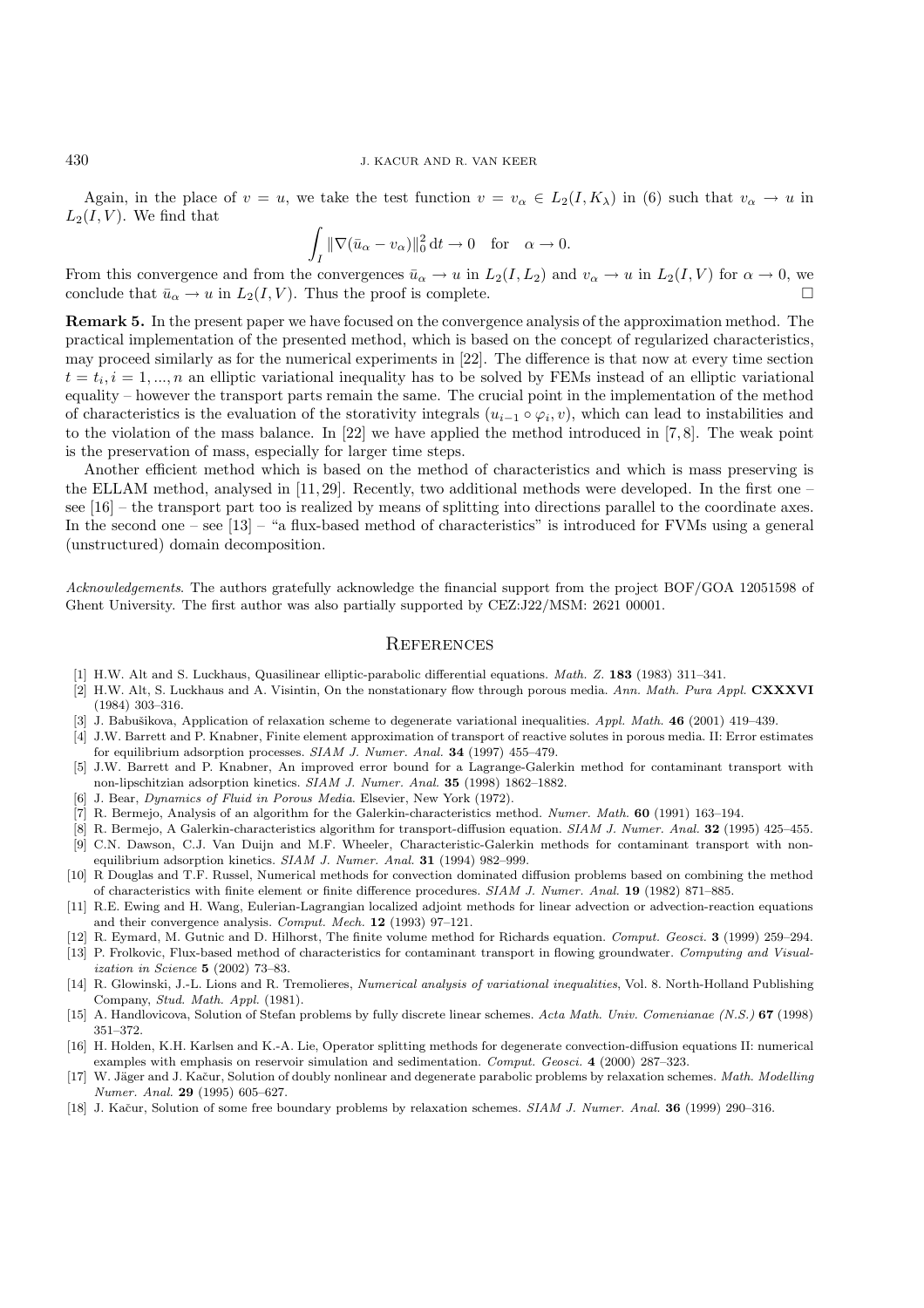Again, in the place of $v = u$, we take the test function $v = v_\alpha \in L_2(I, K_\lambda)$ in (6) such that $v_\alpha \to u$ in $L_2(I, V)$. We find that

$$\int_I \|\nabla(\bar{u}_\alpha - v_\alpha)\|_0^2 \,\mathrm{d}t \to 0 \quad \text{for} \quad \alpha \to 0.$$

From this convergence and from the convergences $\bar{u}_\alpha \to u$ in $L_2(I, L_2)$ and $v_\alpha \to u$ in $L_2(I, V)$ for $\alpha \to 0$, we conclude that $\bar{u}_\alpha \to u$ in $L_2(I, V)$. Thus the proof is complete. □

**Remark 5.** In the present paper we have focused on the convergence analysis of the approximation method. The practical implementation of the presented method, which is based on the concept of regularized characteristics, may proceed similarly as for the numerical experiments in [22]. The difference is that now at every time section $t = t_i, i = 1, ..., n$ an elliptic variational inequality has to be solved by FEMs instead of an elliptic variational equality – however the transport parts remain the same. The crucial point in the implementation of the method of characteristics is the evaluation of the storativity integrals $(u_{i-1} \circ \varphi_i, v)$, which can lead to instabilities and to the violation of the mass balance. In [22] we have applied the method introduced in [7, 8]. The weak point is the preservation of mass, especially for larger time steps.

Another efficient method which is based on the method of characteristics and which is mass preserving is the ELLAM method, analysed in [11, 29]. Recently, two additional methods were developed. In the first one – see [16] – the transport part too is realized by means of splitting into directions parallel to the coordinate axes. In the second one – see [13] – "a flux-based method of characteristics" is introduced for FVMs using a general (unstructured) domain decomposition.

*Acknowledgements*. The authors gratefully acknowledge the financial support from the project BOF/GOA 12051598 of Ghent University. The first author was also partially supported by CEZ:J22/MSM: 2621 00001.

## References

[1] H.W. Alt and S. Luckhaus, Quasilinear elliptic-parabolic differential equations. *Math. Z.* **183** (1983) 311–341.

[2] H.W. Alt, S. Luckhaus and A. Visintin, On the nonstationary flow through porous media. *Ann. Math. Pura Appl.* **CXXXVI** (1984) 303–316.

[3] J. Babušikova, Application of relaxation scheme to degenerate variational inequalities. *Appl. Math.* **46** (2001) 419–439.

[4] J.W. Barrett and P. Knabner, Finite element approximation of transport of reactive solutes in porous media. II: Error estimates for equilibrium adsorption processes. *SIAM J. Numer. Anal.* **34** (1997) 455–479.

[5] J.W. Barrett and P. Knabner, An improved error bound for a Lagrange-Galerkin method for contaminant transport with non-lipschitzian adsorption kinetics. *SIAM J. Numer. Anal.* **35** (1998) 1862–1882.

[6] J. Bear, *Dynamics of Fluid in Porous Media*. Elsevier, New York (1972).

[7] R. Bermejo, Analysis of an algorithm for the Galerkin-characteristics method. *Numer. Math.* **60** (1991) 163–194.

[8] R. Bermejo, A Galerkin-characteristics algorithm for transport-diffusion equation. *SIAM J. Numer. Anal.* **32** (1995) 425–455.

[9] C.N. Dawson, C.J. Van Duijn and M.F. Wheeler, Characteristic-Galerkin methods for contaminant transport with non-equilibrium adsorption kinetics. *SIAM J. Numer. Anal.* **31** (1994) 982–999.

[10] R Douglas and T.F. Russel, Numerical methods for convection dominated diffusion problems based on combining the method of characteristics with finite element or finite difference procedures. *SIAM J. Numer. Anal.* **19** (1982) 871–885.

[11] R.E. Ewing and H. Wang, Eulerian-Lagrangian localized adjoint methods for linear advection or advection-reaction equations and their convergence analysis. *Comput. Mech.* **12** (1993) 97–121.

[12] R. Eymard, M. Gutnic and D. Hilhorst, The finite volume method for Richards equation. *Comput. Geosci.* **3** (1999) 259–294.

[13] P. Frolkovic, Flux-based method of characteristics for contaminant transport in flowing groundwater. *Computing and Visualization in Science* **5** (2002) 73–83.

[14] R. Glowinski, J.-L. Lions and R. Tremolieres, *Numerical analysis of variational inequalities*, Vol. 8. North-Holland Publishing Company, *Stud. Math. Appl.* (1981).

[15] A. Handlovicova, Solution of Stefan problems by fully discrete linear schemes. *Acta Math. Univ. Comenianae (N.S.)* **67** (1998) 351–372.

[16] H. Holden, K.H. Karlsen and K.-A. Lie, Operator splitting methods for degenerate convection-diffusion equations II: numerical examples with emphasis on reservoir simulation and sedimentation. *Comput. Geosci.* **4** (2000) 287–323.

[17] W. Jäger and J. Kačur, Solution of doubly nonlinear and degenerate parabolic problems by relaxation schemes. *Math. Modelling Numer. Anal.* **29** (1995) 605–627.

[18] J. Kačur, Solution of some free boundary problems by relaxation schemes. *SIAM J. Numer. Anal.* **36** (1999) 290–316.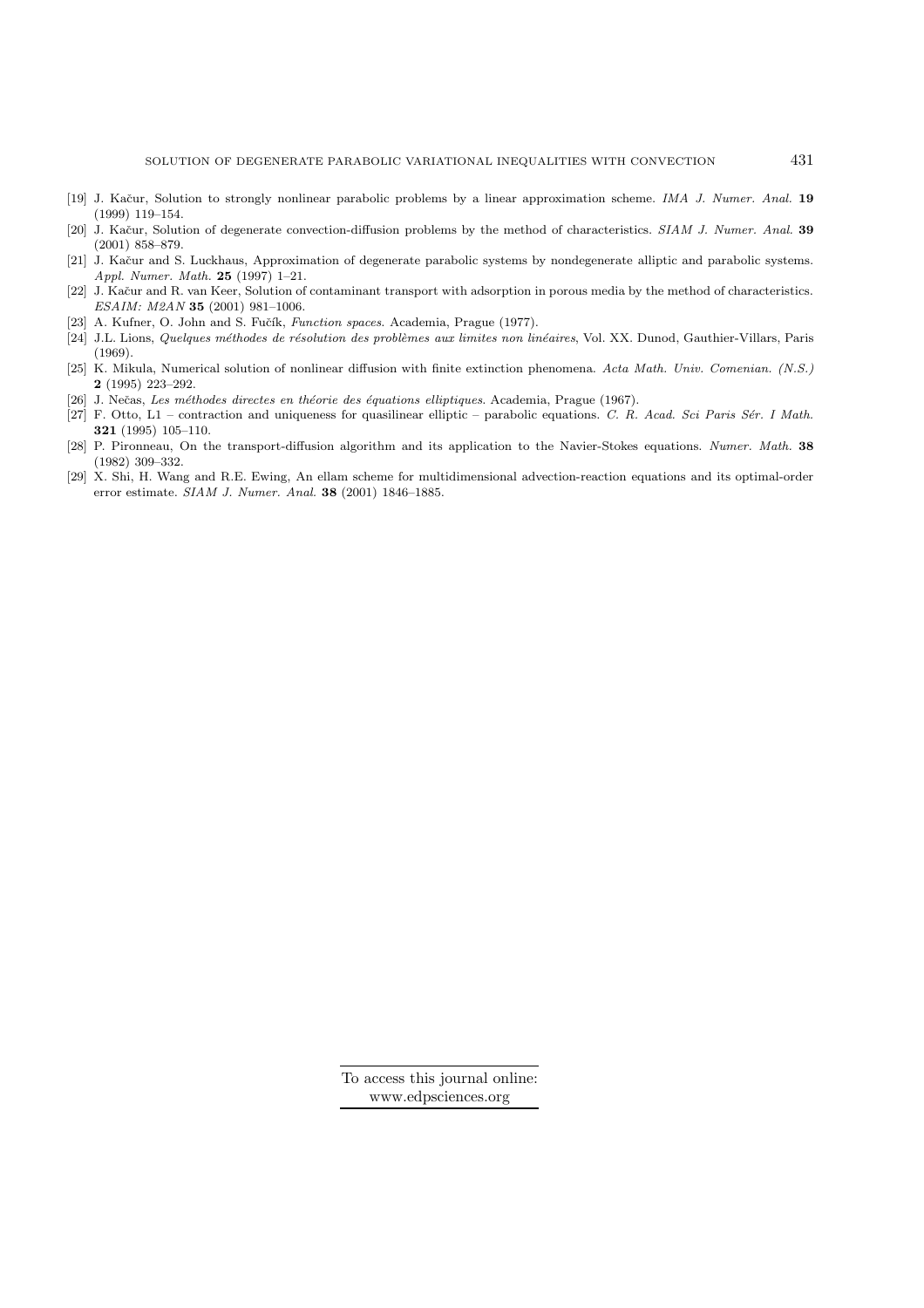[19] J. Kačur, Solution to strongly nonlinear parabolic problems by a linear approximation scheme. *IMA J. Numer. Anal.* **19** (1999) 119–154.

[20] J. Kačur, Solution of degenerate convection-diffusion problems by the method of characteristics. *SIAM J. Numer. Anal.* **39** (2001) 858–879.

[21] J. Kačur and S. Luckhaus, Approximation of degenerate parabolic systems by nondegenerate alliptic and parabolic systems. *Appl. Numer. Math.* **25** (1997) 1–21.

[22] J. Kačur and R. van Keer, Solution of contaminant transport with adsorption in porous media by the method of characteristics. *ESAIM: M2AN* **35** (2001) 981–1006.

[23] A. Kufner, O. John and S. Fučík, *Function spaces*. Academia, Prague (1977).

[24] J.L. Lions, *Quelques méthodes de résolution des problèmes aux limites non linéaires*, Vol. XX. Dunod, Gauthier-Villars, Paris (1969).

[25] K. Mikula, Numerical solution of nonlinear diffusion with finite extinction phenomena. *Acta Math. Univ. Comenian. (N.S.)* **2** (1995) 223–292.

[26] J. Nečas, *Les méthodes directes en théorie des équations elliptiques*. Academia, Prague (1967).

[27] F. Otto, L1 – contraction and uniqueness for quasilinear elliptic – parabolic equations. *C. R. Acad. Sci Paris Sér. I Math.* **321** (1995) 105–110.

[28] P. Pironneau, On the transport-diffusion algorithm and its application to the Navier-Stokes equations. *Numer. Math.* **38** (1982) 309–332.

[29] X. Shi, H. Wang and R.E. Ewing, An ellam scheme for multidimensional advection-reaction equations and its optimal-order error estimate. *SIAM J. Numer. Anal.* **38** (2001) 1846–1885.

To access this journal online:
www.edpsciences.org